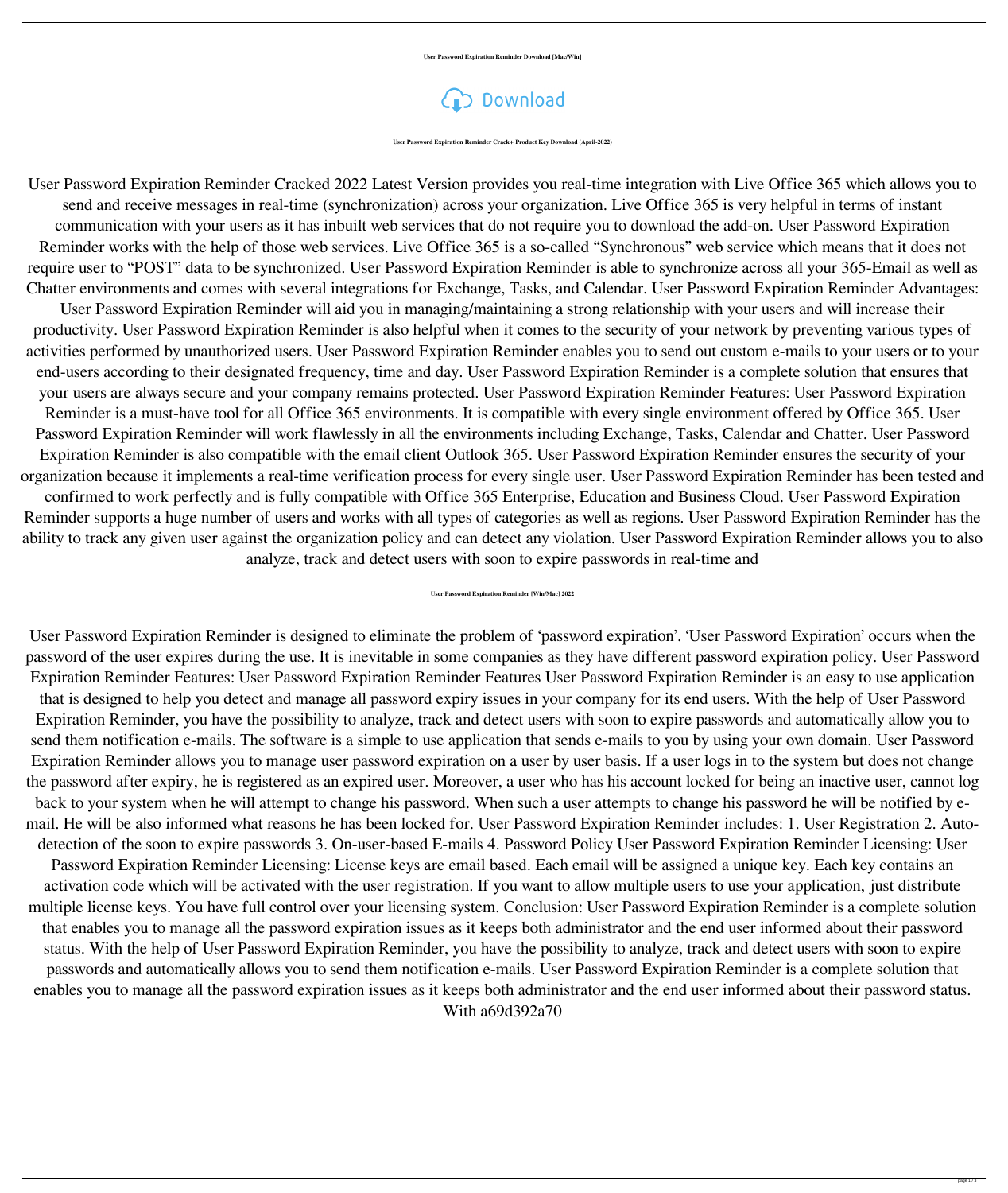**User Password Expiration Reminder Download [Mac/Win]**

Download

**User Password Expiration Reminder Crack+ Product Key Download (April-2022)**

User Password Expiration Reminder Cracked 2022 Latest Version provides you real-time integration with Live Office 365 which allows you to send and receive messages in real-time (synchronization) across your organization. Live Office 365 is very helpful in terms of instant communication with your users as it has inbuilt web services that do not require you to download the add-on. User Password Expiration Reminder works with the help of those web services. Live Office 365 is a so-called "Synchronous" web service which means that it does not require user to "POST" data to be synchronized. User Password Expiration Reminder is able to synchronize across all your 365-Email as well as Chatter environments and comes with several integrations for Exchange, Tasks, and Calendar. User Password Expiration Reminder Advantages: User Password Expiration Reminder will aid you in managing/maintaining a strong relationship with your users and will increase their productivity. User Password Expiration Reminder is also helpful when it comes to the security of your network by preventing various types of activities performed by unauthorized users. User Password Expiration Reminder enables you to send out custom e-mails to your users or to your end-users according to their designated frequency, time and day. User Password Expiration Reminder is a complete solution that ensures that your users are always secure and your company remains protected. User Password Expiration Reminder Features: User Password Expiration Reminder is a must-have tool for all Office 365 environments. It is compatible with every single environment offered by Office 365. User Password Expiration Reminder will work flawlessly in all the environments including Exchange, Tasks, Calendar and Chatter. User Password Expiration Reminder is also compatible with the email client Outlook 365. User Password Expiration Reminder ensures the security of your organization because it implements a real-time verification process for every single user. User Password Expiration Reminder has been tested and confirmed to work perfectly and is fully compatible with Office 365 Enterprise, Education and Business Cloud. User Password Expiration Reminder supports a huge number of users and works with all types of categories as well as regions. User Password Expiration Reminder has the ability to track any given user against the organization policy and can detect any violation. User Password Expiration Reminder allows you to also analyze, track and detect users with soon to expire passwords in real-time and

**User Password Expiration Reminder [Win/Mac] 2022**

User Password Expiration Reminder is designed to eliminate the problem of 'password expiration'. 'User Password Expiration' occurs when the password of the user expires during the use. It is inevitable in some companies as they have different password expiration policy. User Password Expiration Reminder Features: User Password Expiration Reminder Features User Password Expiration Reminder is an easy to use application that is designed to help you detect and manage all password expiry issues in your company for its end users. With the help of User Password Expiration Reminder, you have the possibility to analyze, track and detect users with soon to expire passwords and automatically allow you to send them notification e-mails. The software is a simple to use application that sends e-mails to you by using your own domain. User Password Expiration Reminder allows you to manage user password expiration on a user by user basis. If a user logs in to the system but does not change the password after expiry, he is registered as an expired user. Moreover, a user who has his account locked for being an inactive user, cannot log back to your system when he will attempt to change his password. When such a user attempts to change his password he will be notified by e-mail. He will be also informed what reasons he has been locked for. User Password Expiration Reminder includes: 1. User Registration 2. Auto-detection of the soon to expire passwords 3. On-user-based E-mails 4. Password Policy User Password Expiration Reminder Licensing: User Password Expiration Reminder Licensing: License keys are email based. Each email will be assigned a unique key. Each key contains an activation code which will be activated with the user registration. If you want to allow multiple users to use your application, just distribute multiple license keys. You have full control over your licensing system. Conclusion: User Password Expiration Reminder is a complete solution that enables you to manage all the password expiration issues as it keeps both administrator and the end user informed about their password status. With the help of User Password Expiration Reminder, you have the possibility to analyze, track and detect users with soon to expire passwords and automatically allows you to send them notification e-mails. User Password Expiration Reminder is a complete solution that enables you to manage all the password expiration issues as it keeps both administrator and the end user informed about their password status. With a69d392a70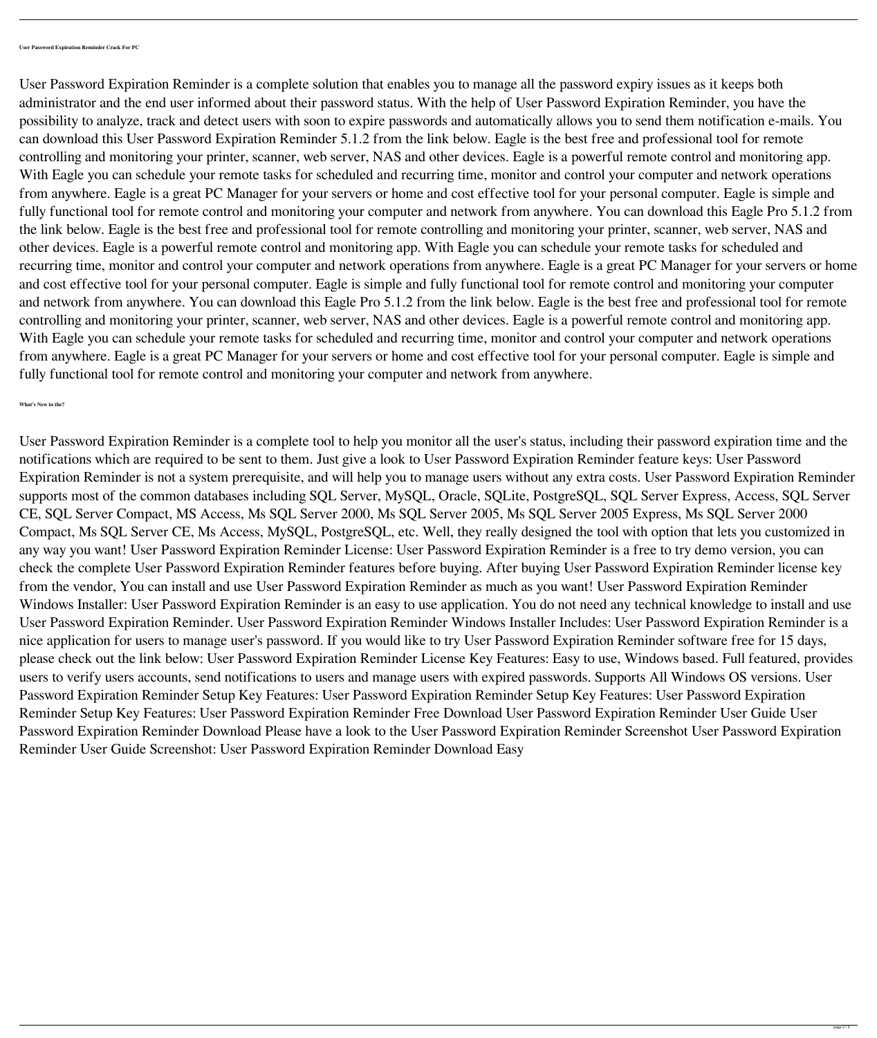#### User Password Expiration Reminder Crack For PC

User Password Expiration Reminder is a complete solution that enables you to manage all the password expiry issues as it keeps both administrator and the end user informed about their password status. With the help of User Password Expiration Reminder, you have the possibility to analyze, track and detect users with soon to expire passwords and automatically allows you to send them notification e-mails. You can download this User Password Expiration Reminder 5.1.2 from the link below. Eagle is the best free and professional tool for remote controlling and monitoring your printer, scanner, web server, NAS and other devices. Eagle is a powerful remote control and monitoring app. With Eagle you can schedule your remote tasks for scheduled and recurring time, monitor and control your computer and network operations from anywhere. Eagle is a great PC Manager for your servers or home and cost effective tool for your personal computer. Eagle is simple and fully functional tool for remote control and monitoring your computer and network from anywhere. You can download this Eagle Pro 5.1.2 from the link below. Eagle is the best free and professional tool for remote controlling and monitoring your printer, scanner, web server, NAS and other devices. Eagle is a powerful remote control and monitoring app. With Eagle you can schedule your remote tasks for scheduled and recurring time, monitor and control your computer and network operations from anywhere. Eagle is a great PC Manager for your servers or home and cost effective tool for your personal computer. Eagle is simple and fully functional tool for remote control and monitoring your computer and network from anywhere. You can download this Eagle Pro 5.1.2 from the link below. Eagle is the best free and professional tool for remote controlling and monitoring your printer, scanner, web server, NAS and other devices. Eagle is a powerful remote control and monitoring app. With Eagle you can schedule your remote tasks for scheduled and recurring time, monitor and control your computer and network operations from anywhere. Eagle is a great PC Manager for your servers or home and cost effective tool for your personal computer. Eagle is simple and fully functional tool for remote control and monitoring your computer and network from anywhere.

#### What's New in the?

User Password Expiration Reminder is a complete tool to help you monitor all the user's status, including their password expiration time and the notifications which are required to be sent to them. Just give a look to User Password Expiration Reminder feature keys: User Password Expiration Reminder is not a system prerequisite, and will help you to manage users without any extra costs. User Password Expiration Reminder supports most of the common databases including SQL Server, MySQL, Oracle, SQLite, PostgreSQL, SQL Server Express, Access, SQL Server CE, SQL Server Compact, MS Access, Ms SQL Server 2000, Ms SQL Server 2005, Ms SQL Server 2005 Express, Ms SQL Server 2000 Compact, Ms SQL Server CE, Ms Access, MySQL, PostgreSQL, etc. Well, they really designed the tool with option that lets you customized in any way you want! User Password Expiration Reminder License: User Password Expiration Reminder is a free to try demo version, you can check the complete User Password Expiration Reminder features before buying. After buying User Password Expiration Reminder license key from the vendor, You can install and use User Password Expiration Reminder as much as you want! User Password Expiration Reminder Windows Installer: User Password Expiration Reminder is an easy to use application. You do not need any technical knowledge to install and use User Password Expiration Reminder. User Password Expiration Reminder Windows Installer Includes: User Password Expiration Reminder is a nice application for users to manage user's password. If you would like to try User Password Expiration Reminder software free for 15 days, please check out the link below: User Password Expiration Reminder License Key Features: Easy to use, Windows based. Full featured, provides users to verify users accounts, send notifications to users and manage users with expired passwords. Supports All Windows OS versions. User Password Expiration Reminder Setup Key Features: User Password Expiration Reminder Setup Key Features: User Password Expiration Reminder Setup Key Features: User Password Expiration Reminder Free Download User Password Expiration Reminder User Guide User Password Expiration Reminder Download Please have a look to the User Password Expiration Reminder Screenshot User Password Expiration Reminder User Guide Screenshot: User Password Expiration Reminder Download Easy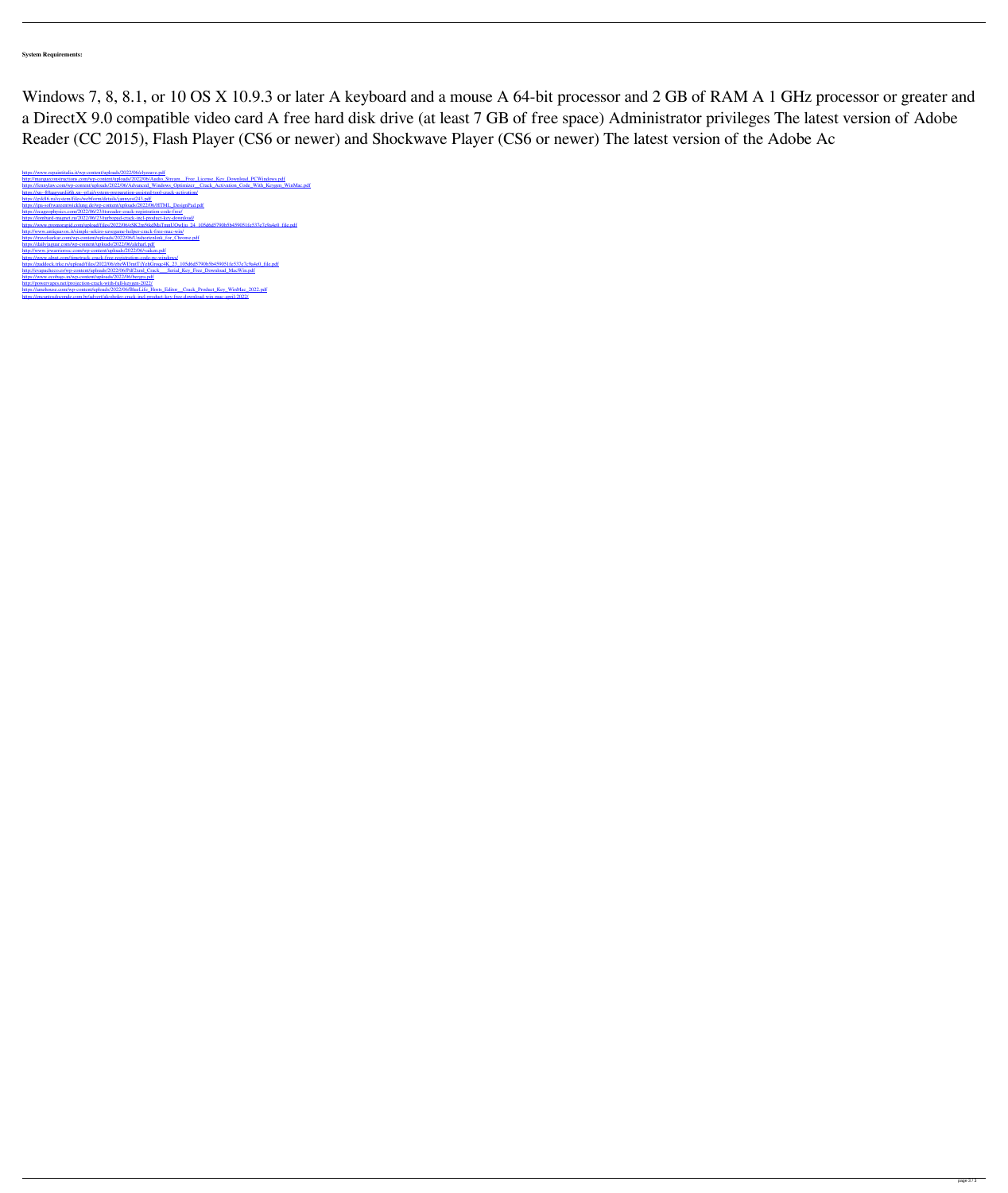**System Requirements:**

Windows 7, 8, 8.1, or 10 OS X 10.9.3 or later A keyboard and a mouse A 64-bit processor and 2 GB of RAM A 1 GHz processor or greater and a DirectX 9.0 compatible video card A free hard disk drive (at least 7 GB of free space) Administrator privileges The latest version of Adobe Reader (CC 2015), Flash Player (CS6 or newer) and Shockwave Player (CS6 or newer) The latest version of the Adobe Ac

https://www.repaintitalia.it/wp-content/uploads/2022/06/elyzeave.pdf
http://mangasconstructions.com/wp-content/uploads/2022/06/Audio_Stream___Free_License_Key_Download_PCWindows.pdf
https://lexcliq.com/wp-content/uploads/2022/06/Advanced_Windows_Optimizer__Crack_Activation_Code_With_Keygen_WinMac.pdf
https://xn--80aagyardii6h.xn--p1ai/system-preparation-assisted-tool-crack-activation/
https://pvk86.ru/system/files/webform/details/jannyest243.pdf
https://ipa-softwareentwicklung.de/wp-content/uploads/2022/06/HTML_DesignPad.pdf
https://ecageophysics.com/2022/06/23/itsreader-crack-registration-code-free/
https://lombard-magnet.ru/2022/06/23/turbopad-crack-incl-product-key-download/
https://www.promorapid.com/upload/files/2022/06/sSK2nSkdMeTmnUOwfzu_24_105d6d5790b5b459051fe537e7c0a4e0_file.pdf
http://www.antiquavox.it/simple-sekiro-savegame-helper-crack-free-mac-win/
https://travelsarkar.com/wp-content/uploads/2022/06/Unshortenlink_for_Chrome.pdf
https://thailvjaguar.com/wp-content/uploads/2022/06/aleharl.pdf
http://www.itwarriorssc.com/wp-content/uploads/2022/06/vaikon.pdf
https://www.alnut.com/timetrack-crack-free-registration-code-pc-windows/
https://paddock.trke.rs/upload/files/2022/06/ehrWDmlTjYehGnuq4K_23_105d6d5790b5b459051fe537e7c0a4e0_file.pdf
http://evapacheco.es/wp-content/uploads/2022/06/Pdf2xml_Crack___Serial_Key_Free_Download_MacWin.pdf
https://www.ecobags.in/wp-content/uploads/2022/06/bergra.pdf
http://powervapes.net/projection-crack-with-full-keygen-2022/
https://aqueous-house.com/wp-content/uploads/2022/06/BlueLife_Hosts_Editor__Crack_Product_Key_WinMac_2022.pdf
https://encantosdosossonde.com.br/advert/alcoholer-crack-incl-product-key-free-download-win-mac-april-2022/